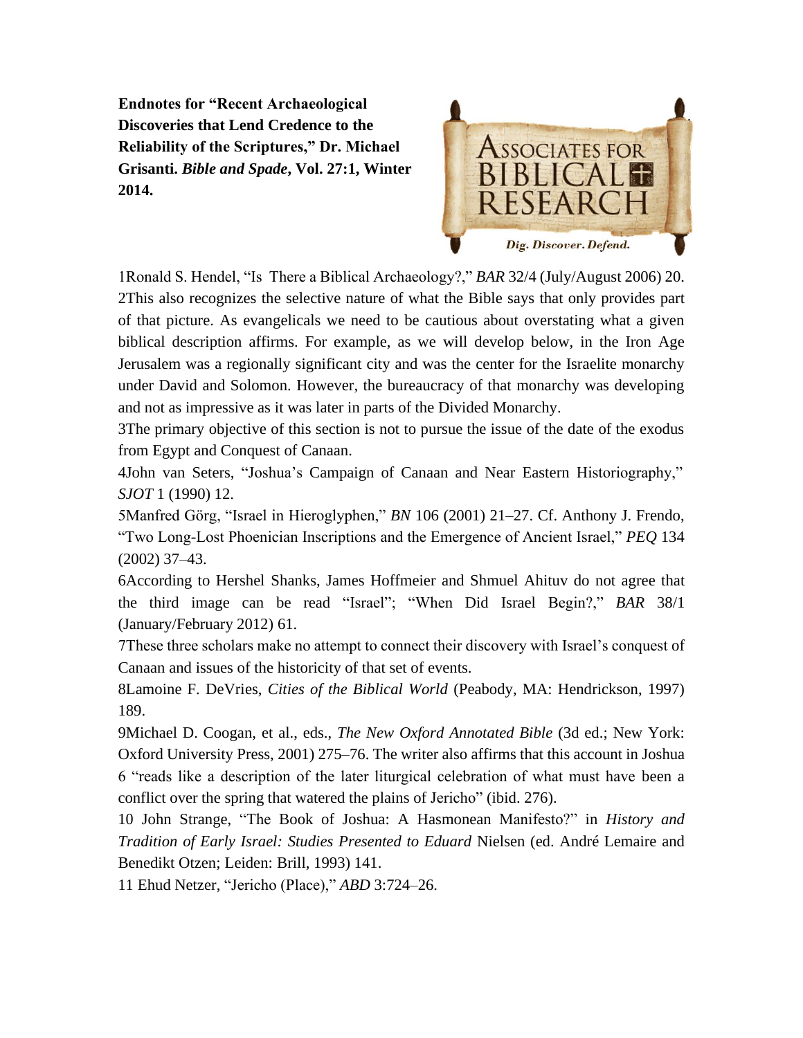**Endnotes for "Recent Archaeological Discoveries that Lend Credence to the Reliability of the Scriptures," Dr. Michael Grisanti. *Bible and Spade*, Vol. 27:1, Winter 2014.**

1Ronald S. Hendel, "Is There a Biblical Archaeology?," *BAR* 32/4 (July/August 2006) 20.

2This also recognizes the selective nature of what the Bible says that only provides part of that picture. As evangelicals we need to be cautious about overstating what a given biblical description affirms. For example, as we will develop below, in the Iron Age Jerusalem was a regionally significant city and was the center for the Israelite monarchy under David and Solomon. However, the bureaucracy of that monarchy was developing and not as impressive as it was later in parts of the Divided Monarchy.

3The primary objective of this section is not to pursue the issue of the date of the exodus from Egypt and Conquest of Canaan.

4John van Seters, "Joshua's Campaign of Canaan and Near Eastern Historiography," *SJOT* 1 (1990) 12.

5Manfred Görg, "Israel in Hieroglyphen," *BN* 106 (2001) 21–27. Cf. Anthony J. Frendo, "Two Long-Lost Phoenician Inscriptions and the Emergence of Ancient Israel," *PEQ* 134 (2002) 37–43.

6According to Hershel Shanks, James Hoffmeier and Shmuel Ahituv do not agree that the third image can be read "Israel"; "When Did Israel Begin?," *BAR* 38/1 (January/February 2012) 61.

7These three scholars make no attempt to connect their discovery with Israel's conquest of Canaan and issues of the historicity of that set of events.

8Lamoine F. DeVries, *Cities of the Biblical World* (Peabody, MA: Hendrickson, 1997) 189.

9Michael D. Coogan, et al., eds., *The New Oxford Annotated Bible* (3d ed.; New York: Oxford University Press, 2001) 275–76. The writer also affirms that this account in Joshua 6 "reads like a description of the later liturgical celebration of what must have been a conflict over the spring that watered the plains of Jericho" (ibid. 276).

10 John Strange, "The Book of Joshua: A Hasmonean Manifesto?" in *History and Tradition of Early Israel: Studies Presented to Eduard* Nielsen (ed. André Lemaire and Benedikt Otzen; Leiden: Brill, 1993) 141.

11 Ehud Netzer, "Jericho (Place)," *ABD* 3:724–26.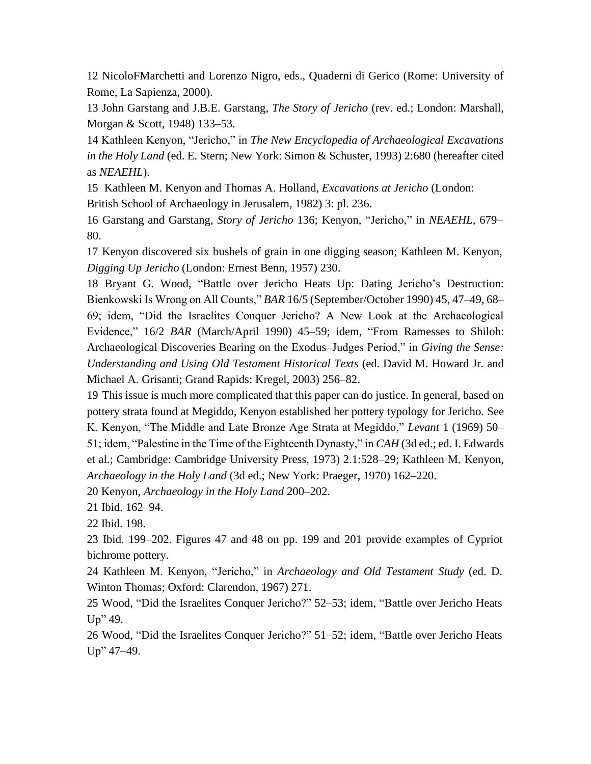12 NicoloFMarchetti and Lorenzo Nigro, eds., Quaderni di Gerico (Rome: University of Rome, La Sapienza, 2000).

13 John Garstang and J.B.E. Garstang, *The Story of Jericho* (rev. ed.; London: Marshall, Morgan & Scott, 1948) 133–53.

14 Kathleen Kenyon, "Jericho," in *The New Encyclopedia of Archaeological Excavations in the Holy Land* (ed. E. Stern; New York: Simon & Schuster, 1993) 2:680 (hereafter cited as *NEAEHL*).

15 Kathleen M. Kenyon and Thomas A. Holland, *Excavations at Jericho* (London: British School of Archaeology in Jerusalem, 1982) 3: pl. 236.

16 Garstang and Garstang, *Story of Jericho* 136; Kenyon, "Jericho," in *NEAEHL*, 679–80.

17 Kenyon discovered six bushels of grain in one digging season; Kathleen M. Kenyon, *Digging Up Jericho* (London: Ernest Benn, 1957) 230.

18 Bryant G. Wood, "Battle over Jericho Heats Up: Dating Jericho's Destruction: Bienkowski Is Wrong on All Counts," *BAR* 16/5 (September/October 1990) 45, 47–49, 68–69; idem, "Did the Israelites Conquer Jericho? A New Look at the Archaeological Evidence," 16/2 *BAR* (March/April 1990) 45–59; idem, "From Ramesses to Shiloh: Archaeological Discoveries Bearing on the Exodus–Judges Period," in *Giving the Sense: Understanding and Using Old Testament Historical Texts* (ed. David M. Howard Jr. and Michael A. Grisanti; Grand Rapids: Kregel, 2003) 256–82.

19 This issue is much more complicated that this paper can do justice. In general, based on pottery strata found at Megiddo, Kenyon established her pottery typology for Jericho. See K. Kenyon, "The Middle and Late Bronze Age Strata at Megiddo," *Levant* 1 (1969) 50–51; idem, "Palestine in the Time of the Eighteenth Dynasty," in *CAH* (3d ed.; ed. I. Edwards et al.; Cambridge: Cambridge University Press, 1973) 2.1:528–29; Kathleen M. Kenyon, *Archaeology in the Holy Land* (3d ed.; New York: Praeger, 1970) 162–220.

20 Kenyon, *Archaeology in the Holy Land* 200–202.

21 Ibid. 162–94.

22 Ibid. 198.

23 Ibid. 199–202. Figures 47 and 48 on pp. 199 and 201 provide examples of Cypriot bichrome pottery.

24 Kathleen M. Kenyon, "Jericho," in *Archaeology and Old Testament Study* (ed. D. Winton Thomas; Oxford: Clarendon, 1967) 271.

25 Wood, "Did the Israelites Conquer Jericho?" 52–53; idem, "Battle over Jericho Heats Up" 49.

26 Wood, "Did the Israelites Conquer Jericho?" 51–52; idem, "Battle over Jericho Heats Up" 47–49.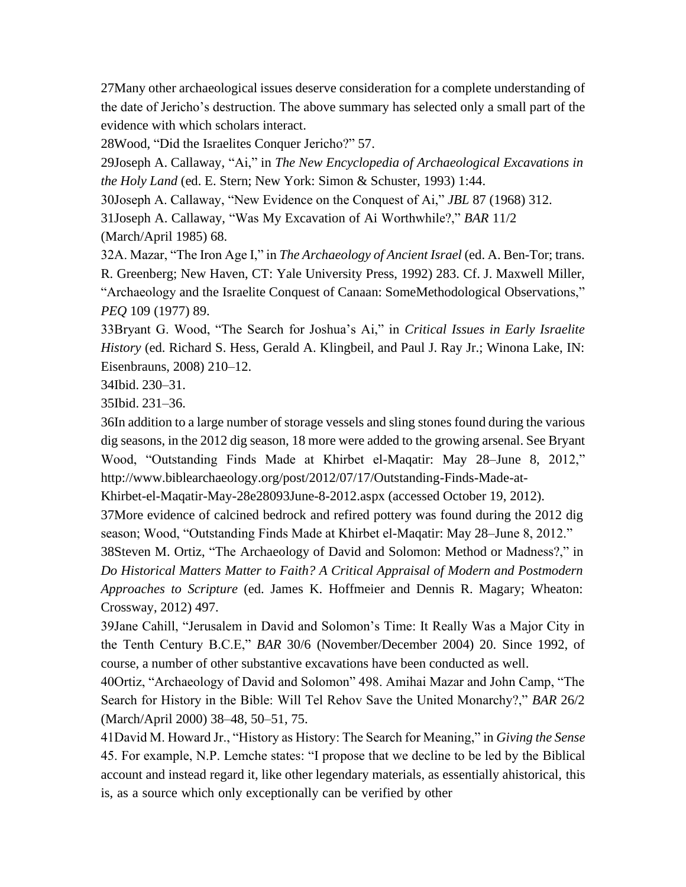27Many other archaeological issues deserve consideration for a complete understanding of the date of Jericho's destruction. The above summary has selected only a small part of the evidence with which scholars interact.

28Wood, "Did the Israelites Conquer Jericho?" 57.

29Joseph A. Callaway, "Ai," in *The New Encyclopedia of Archaeological Excavations in the Holy Land* (ed. E. Stern; New York: Simon & Schuster, 1993) 1:44.

30Joseph A. Callaway, "New Evidence on the Conquest of Ai," *JBL* 87 (1968) 312.

31Joseph A. Callaway, "Was My Excavation of Ai Worthwhile?," *BAR* 11/2 (March/April 1985) 68.

32A. Mazar, "The Iron Age I," in *The Archaeology of Ancient Israel* (ed. A. Ben-Tor; trans. R. Greenberg; New Haven, CT: Yale University Press, 1992) 283. Cf. J. Maxwell Miller, "Archaeology and the Israelite Conquest of Canaan: SomeMethodological Observations," *PEQ* 109 (1977) 89.

33Bryant G. Wood, "The Search for Joshua's Ai," in *Critical Issues in Early Israelite History* (ed. Richard S. Hess, Gerald A. Klingbeil, and Paul J. Ray Jr.; Winona Lake, IN: Eisenbrauns, 2008) 210–12.

34Ibid. 230–31.

35Ibid. 231–36.

36In addition to a large number of storage vessels and sling stones found during the various dig seasons, in the 2012 dig season, 18 more were added to the growing arsenal. See Bryant Wood, "Outstanding Finds Made at Khirbet el-Maqatir: May 28–June 8, 2012," http://www.biblearchaeology.org/post/2012/07/17/Outstanding-Finds-Made-at-Khirbet-el-Maqatir-May-28e28093June-8-2012.aspx (accessed October 19, 2012).

37More evidence of calcined bedrock and refired pottery was found during the 2012 dig season; Wood, "Outstanding Finds Made at Khirbet el-Maqatir: May 28–June 8, 2012."

38Steven M. Ortiz, "The Archaeology of David and Solomon: Method or Madness?," in *Do Historical Matters Matter to Faith? A Critical Appraisal of Modern and Postmodern Approaches to Scripture* (ed. James K. Hoffmeier and Dennis R. Magary; Wheaton: Crossway, 2012) 497.

39Jane Cahill, "Jerusalem in David and Solomon's Time: It Really Was a Major City in the Tenth Century B.C.E," *BAR* 30/6 (November/December 2004) 20. Since 1992, of course, a number of other substantive excavations have been conducted as well.

40Ortiz, "Archaeology of David and Solomon" 498. Amihai Mazar and John Camp, "The Search for History in the Bible: Will Tel Rehov Save the United Monarchy?," *BAR* 26/2 (March/April 2000) 38–48, 50–51, 75.

41David M. Howard Jr., "History as History: The Search for Meaning," in *Giving the Sense* 45. For example, N.P. Lemche states: "I propose that we decline to be led by the Biblical account and instead regard it, like other legendary materials, as essentially ahistorical, this is, as a source which only exceptionally can be verified by other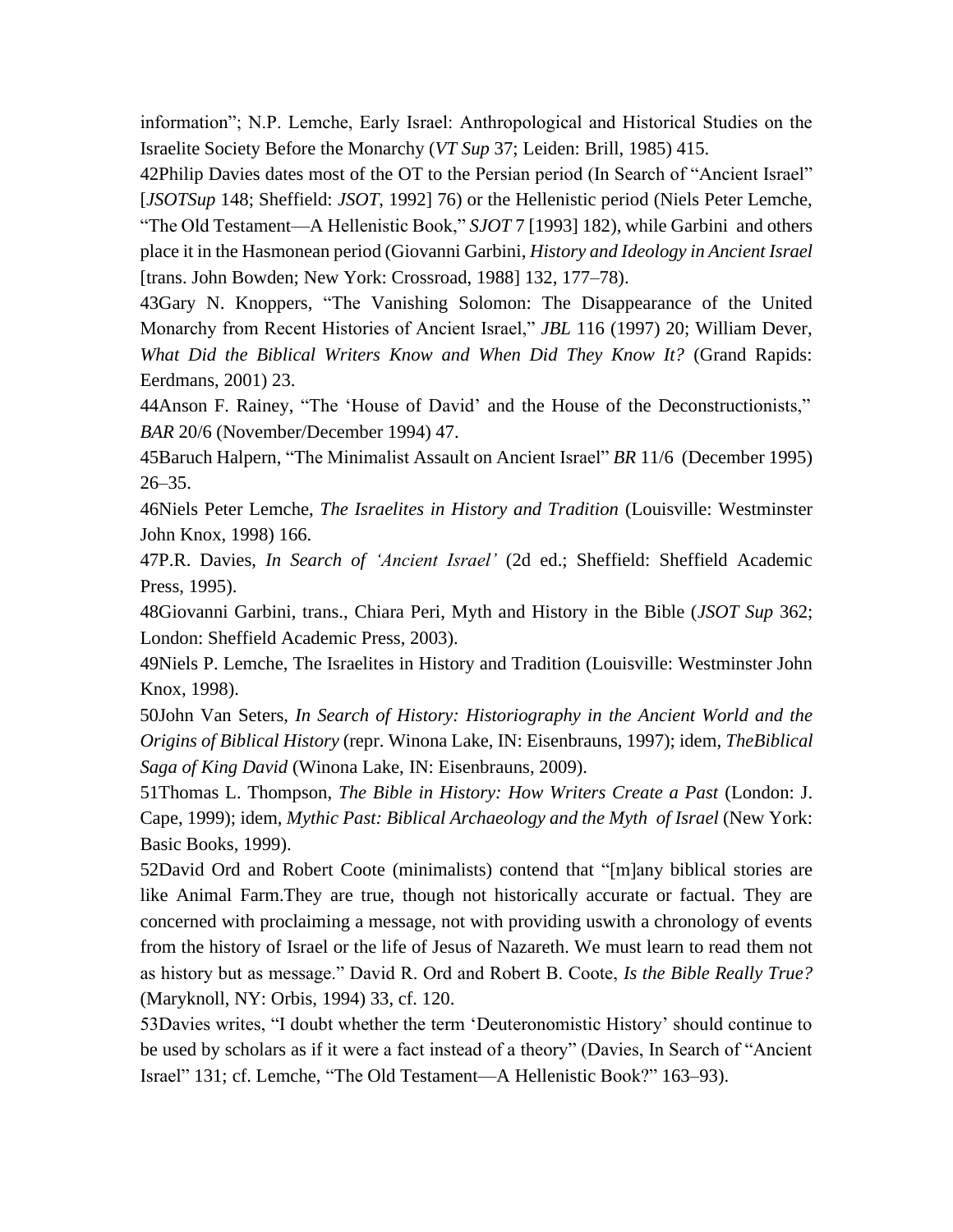information"; N.P. Lemche, Early Israel: Anthropological and Historical Studies on the Israelite Society Before the Monarchy (*VT Sup* 37; Leiden: Brill, 1985) 415.

42Philip Davies dates most of the OT to the Persian period (In Search of "Ancient Israel" [*JSOTSup* 148; Sheffield: *JSOT*, 1992] 76) or the Hellenistic period (Niels Peter Lemche, "The Old Testament—A Hellenistic Book," *SJOT* 7 [1993] 182), while Garbini and others place it in the Hasmonean period (Giovanni Garbini, *History and Ideology in Ancient Israel* [trans. John Bowden; New York: Crossroad, 1988] 132, 177–78).

43Gary N. Knoppers, "The Vanishing Solomon: The Disappearance of the United Monarchy from Recent Histories of Ancient Israel," *JBL* 116 (1997) 20; William Dever, *What Did the Biblical Writers Know and When Did They Know It?* (Grand Rapids: Eerdmans, 2001) 23.

44Anson F. Rainey, "The 'House of David' and the House of the Deconstructionists," *BAR* 20/6 (November/December 1994) 47.

45Baruch Halpern, "The Minimalist Assault on Ancient Israel" *BR* 11/6 (December 1995) 26–35.

46Niels Peter Lemche, *The Israelites in History and Tradition* (Louisville: Westminster John Knox, 1998) 166.

47P.R. Davies, *In Search of 'Ancient Israel'* (2d ed.; Sheffield: Sheffield Academic Press, 1995).

48Giovanni Garbini, trans., Chiara Peri, Myth and History in the Bible (*JSOT Sup* 362; London: Sheffield Academic Press, 2003).

49Niels P. Lemche, The Israelites in History and Tradition (Louisville: Westminster John Knox, 1998).

50John Van Seters, *In Search of History: Historiography in the Ancient World and the Origins of Biblical History* (repr. Winona Lake, IN: Eisenbrauns, 1997); idem, *TheBiblical Saga of King David* (Winona Lake, IN: Eisenbrauns, 2009).

51Thomas L. Thompson, *The Bible in History: How Writers Create a Past* (London: J. Cape, 1999); idem, *Mythic Past: Biblical Archaeology and the Myth of Israel* (New York: Basic Books, 1999).

52David Ord and Robert Coote (minimalists) contend that "[m]any biblical stories are like Animal Farm.They are true, though not historically accurate or factual. They are concerned with proclaiming a message, not with providing uswith a chronology of events from the history of Israel or the life of Jesus of Nazareth. We must learn to read them not as history but as message." David R. Ord and Robert B. Coote, *Is the Bible Really True?* (Maryknoll, NY: Orbis, 1994) 33, cf. 120.

53Davies writes, "I doubt whether the term 'Deuteronomistic History' should continue to be used by scholars as if it were a fact instead of a theory" (Davies, In Search of "Ancient Israel" 131; cf. Lemche, "The Old Testament—A Hellenistic Book?" 163–93).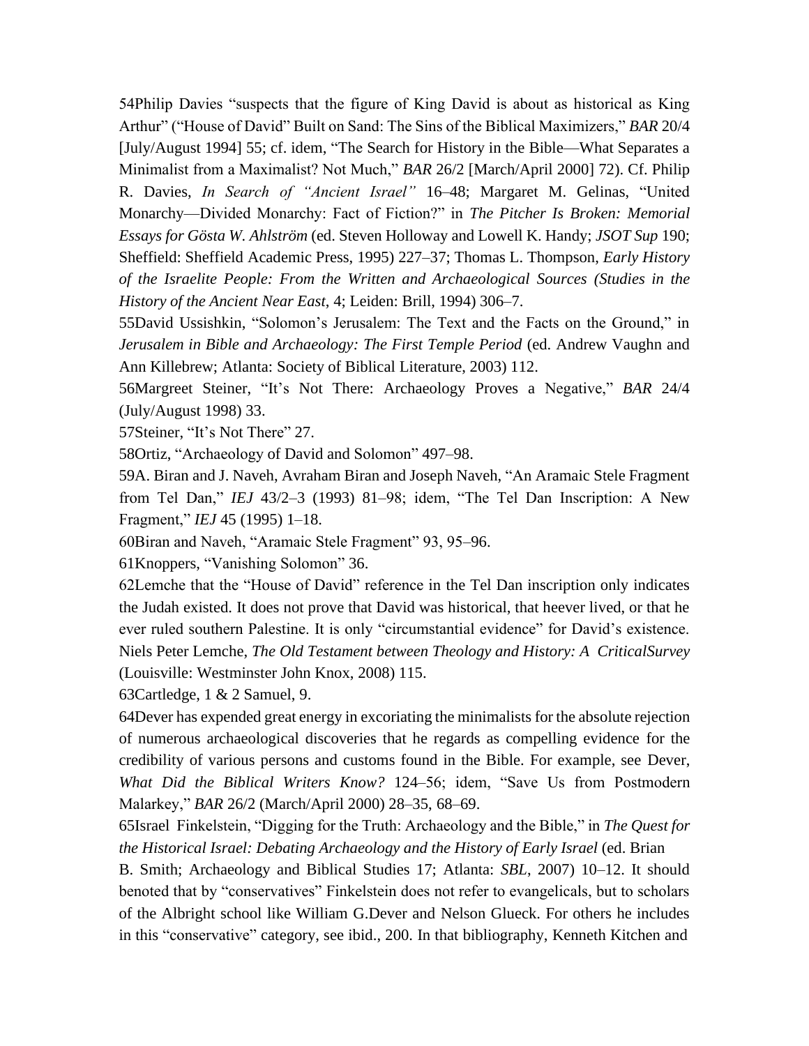54Philip Davies "suspects that the figure of King David is about as historical as King Arthur" ("House of David" Built on Sand: The Sins of the Biblical Maximizers," *BAR* 20/4 [July/August 1994] 55; cf. idem, "The Search for History in the Bible—What Separates a Minimalist from a Maximalist? Not Much," *BAR* 26/2 [March/April 2000] 72). Cf. Philip R. Davies, *In Search of "Ancient Israel"* 16–48; Margaret M. Gelinas, "United Monarchy—Divided Monarchy: Fact of Fiction?" in *The Pitcher Is Broken: Memorial Essays for Gösta W. Ahlström* (ed. Steven Holloway and Lowell K. Handy; *JSOT Sup* 190; Sheffield: Sheffield Academic Press, 1995) 227–37; Thomas L. Thompson, *Early History of the Israelite People: From the Written and Archaeological Sources (Studies in the History of the Ancient Near East*, 4; Leiden: Brill, 1994) 306–7.

55David Ussishkin, "Solomon's Jerusalem: The Text and the Facts on the Ground," in *Jerusalem in Bible and Archaeology: The First Temple Period* (ed. Andrew Vaughn and Ann Killebrew; Atlanta: Society of Biblical Literature, 2003) 112.

56Margreet Steiner, "It's Not There: Archaeology Proves a Negative," *BAR* 24/4 (July/August 1998) 33.

57Steiner, "It's Not There" 27.

58Ortiz, "Archaeology of David and Solomon" 497–98.

59A. Biran and J. Naveh, Avraham Biran and Joseph Naveh, "An Aramaic Stele Fragment from Tel Dan," *IEJ* 43/2–3 (1993) 81–98; idem, "The Tel Dan Inscription: A New Fragment," *IEJ* 45 (1995) 1–18.

60Biran and Naveh, "Aramaic Stele Fragment" 93, 95–96.

61Knoppers, "Vanishing Solomon" 36.

62Lemche that the "House of David" reference in the Tel Dan inscription only indicates the Judah existed. It does not prove that David was historical, that heever lived, or that he ever ruled southern Palestine. It is only "circumstantial evidence" for David's existence. Niels Peter Lemche, *The Old Testament between Theology and History: A CriticalSurvey* (Louisville: Westminster John Knox, 2008) 115.

63Cartledge, 1 & 2 Samuel, 9.

64Dever has expended great energy in excoriating the minimalists for the absolute rejection of numerous archaeological discoveries that he regards as compelling evidence for the credibility of various persons and customs found in the Bible. For example, see Dever, *What Did the Biblical Writers Know?* 124–56; idem, "Save Us from Postmodern Malarkey," *BAR* 26/2 (March/April 2000) 28–35, 68–69.

65Israel Finkelstein, "Digging for the Truth: Archaeology and the Bible," in *The Quest for the Historical Israel: Debating Archaeology and the History of Early Israel* (ed. Brian B. Smith; Archaeology and Biblical Studies 17; Atlanta: *SBL*, 2007) 10–12. It should benoted that by "conservatives" Finkelstein does not refer to evangelicals, but to scholars of the Albright school like William G.Dever and Nelson Glueck. For others he includes in this "conservative" category, see ibid., 200. In that bibliography, Kenneth Kitchen and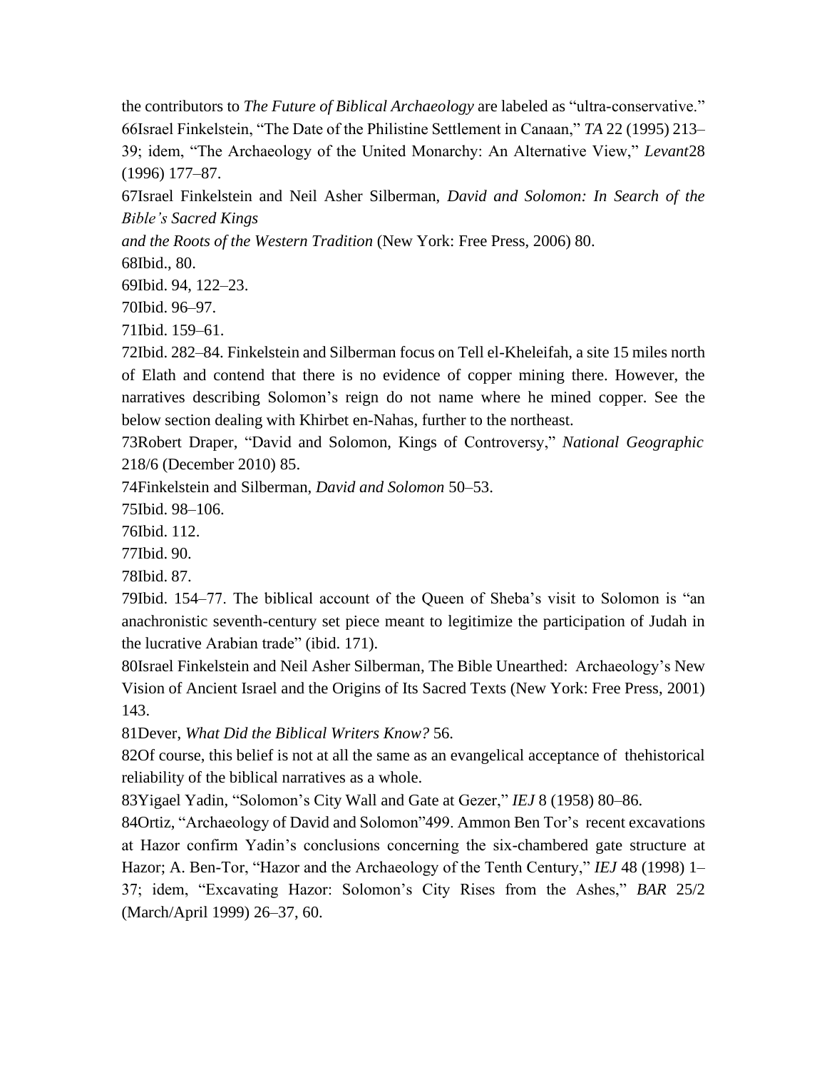the contributors to *The Future of Biblical Archaeology* are labeled as "ultra-conservative."

66Israel Finkelstein, "The Date of the Philistine Settlement in Canaan," *TA* 22 (1995) 213–39; idem, "The Archaeology of the United Monarchy: An Alternative View," *Levant*28 (1996) 177–87.

67Israel Finkelstein and Neil Asher Silberman, *David and Solomon: In Search of the Bible's Sacred Kings and the Roots of the Western Tradition* (New York: Free Press, 2006) 80.

68Ibid., 80.

69Ibid. 94, 122–23.

70Ibid. 96–97.

71Ibid. 159–61.

72Ibid. 282–84. Finkelstein and Silberman focus on Tell el-Kheleifah, a site 15 miles north of Elath and contend that there is no evidence of copper mining there. However, the narratives describing Solomon's reign do not name where he mined copper. See the below section dealing with Khirbet en-Nahas, further to the northeast.

73Robert Draper, "David and Solomon, Kings of Controversy," *National Geographic* 218/6 (December 2010) 85.

74Finkelstein and Silberman, *David and Solomon* 50–53.

75Ibid. 98–106.

76Ibid. 112.

77Ibid. 90.

78Ibid. 87.

79Ibid. 154–77. The biblical account of the Queen of Sheba's visit to Solomon is "an anachronistic seventh-century set piece meant to legitimize the participation of Judah in the lucrative Arabian trade" (ibid. 171).

80Israel Finkelstein and Neil Asher Silberman, The Bible Unearthed: Archaeology's New Vision of Ancient Israel and the Origins of Its Sacred Texts (New York: Free Press, 2001) 143.

81Dever, *What Did the Biblical Writers Know?* 56.

82Of course, this belief is not at all the same as an evangelical acceptance of thehistorical reliability of the biblical narratives as a whole.

83Yigael Yadin, "Solomon's City Wall and Gate at Gezer," *IEJ* 8 (1958) 80–86.

84Ortiz, "Archaeology of David and Solomon"499. Ammon Ben Tor's recent excavations at Hazor confirm Yadin's conclusions concerning the six-chambered gate structure at Hazor; A. Ben-Tor, "Hazor and the Archaeology of the Tenth Century," *IEJ* 48 (1998) 1–37; idem, "Excavating Hazor: Solomon's City Rises from the Ashes," *BAR* 25/2 (March/April 1999) 26–37, 60.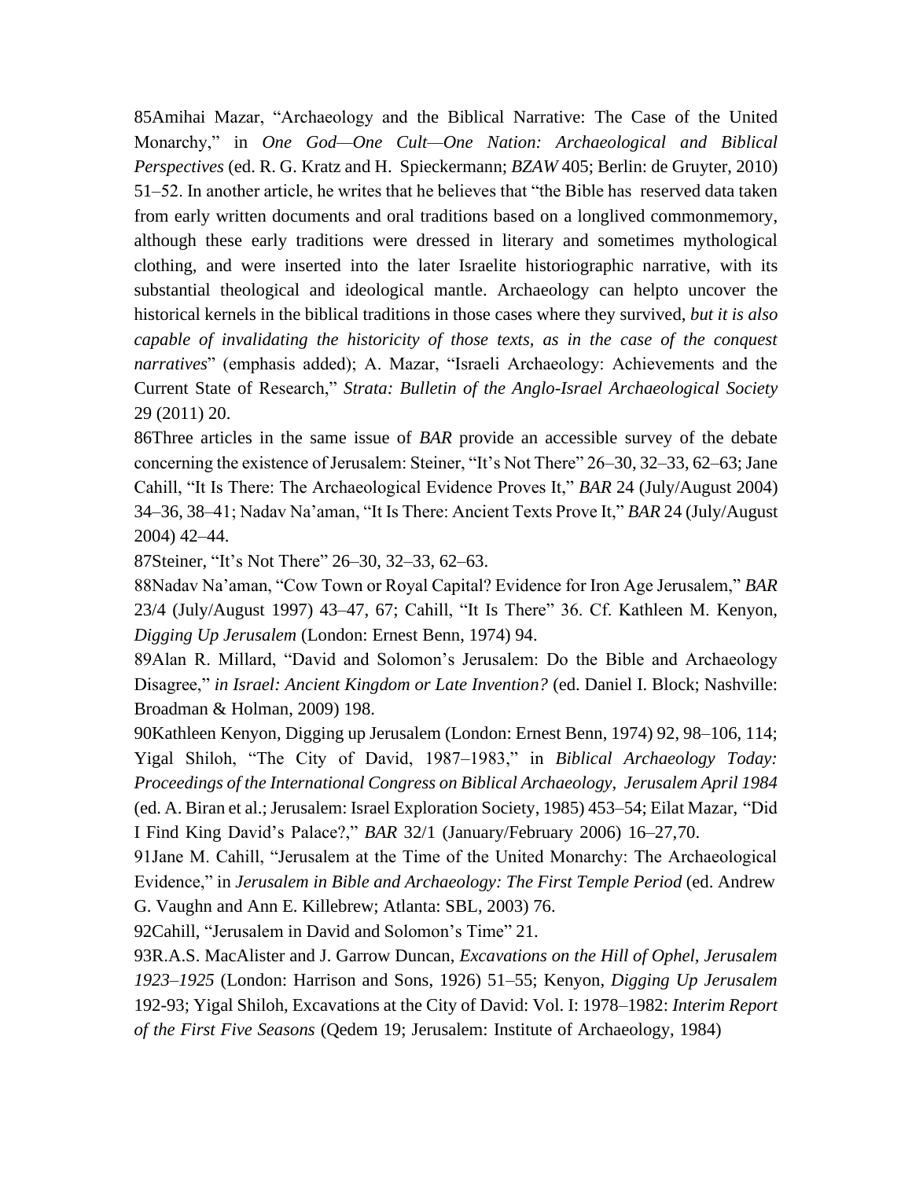85Amihai Mazar, “Archaeology and the Biblical Narrative: The Case of the United Monarchy,” in *One God—One Cult—One Nation: Archaeological and Biblical Perspectives* (ed. R. G. Kratz and H. Spieckermann; *BZAW* 405; Berlin: de Gruyter, 2010) 51–52. In another article, he writes that he believes that “the Bible has reserved data taken from early written documents and oral traditions based on a longlived commonmemory, although these early traditions were dressed in literary and sometimes mythological clothing, and were inserted into the later Israelite historiographic narrative, with its substantial theological and ideological mantle. Archaeology can helpto uncover the historical kernels in the biblical traditions in those cases where they survived, *but it is also capable of invalidating the historicity of those texts, as in the case of the conquest narratives*” (emphasis added); A. Mazar, “Israeli Archaeology: Achievements and the Current State of Research,” *Strata: Bulletin of the Anglo-Israel Archaeological Society* 29 (2011) 20.

86Three articles in the same issue of *BAR* provide an accessible survey of the debate concerning the existence of Jerusalem: Steiner, “It’s Not There” 26–30, 32–33, 62–63; Jane Cahill, “It Is There: The Archaeological Evidence Proves It,” *BAR* 24 (July/August 2004) 34–36, 38–41; Nadav Na’aman, “It Is There: Ancient Texts Prove It,” *BAR* 24 (July/August 2004) 42–44.

87Steiner, “It’s Not There” 26–30, 32–33, 62–63.

88Nadav Na’aman, “Cow Town or Royal Capital? Evidence for Iron Age Jerusalem,” *BAR* 23/4 (July/August 1997) 43–47, 67; Cahill, “It Is There” 36. Cf. Kathleen M. Kenyon, *Digging Up Jerusalem* (London: Ernest Benn, 1974) 94.

89Alan R. Millard, “David and Solomon’s Jerusalem: Do the Bible and Archaeology Disagree,” *in Israel: Ancient Kingdom or Late Invention?* (ed. Daniel I. Block; Nashville: Broadman & Holman, 2009) 198.

90Kathleen Kenyon, Digging up Jerusalem (London: Ernest Benn, 1974) 92, 98–106, 114; Yigal Shiloh, “The City of David, 1987–1983,” in *Biblical Archaeology Today: Proceedings of the International Congress on Biblical Archaeology, Jerusalem April 1984* (ed. A. Biran et al.; Jerusalem: Israel Exploration Society, 1985) 453–54; Eilat Mazar, “Did I Find King David’s Palace?,” *BAR* 32/1 (January/February 2006) 16–27,70.

91Jane M. Cahill, “Jerusalem at the Time of the United Monarchy: The Archaeological Evidence,” in *Jerusalem in Bible and Archaeology: The First Temple Period* (ed. Andrew G. Vaughn and Ann E. Killebrew; Atlanta: SBL, 2003) 76.

92Cahill, “Jerusalem in David and Solomon’s Time” 21.

93R.A.S. MacAlister and J. Garrow Duncan, *Excavations on the Hill of Ophel, Jerusalem 1923–1925* (London: Harrison and Sons, 1926) 51–55; Kenyon, *Digging Up Jerusalem* 192-93; Yigal Shiloh, Excavations at the City of David: Vol. I: 1978–1982: *Interim Report of the First Five Seasons* (Qedem 19; Jerusalem: Institute of Archaeology, 1984)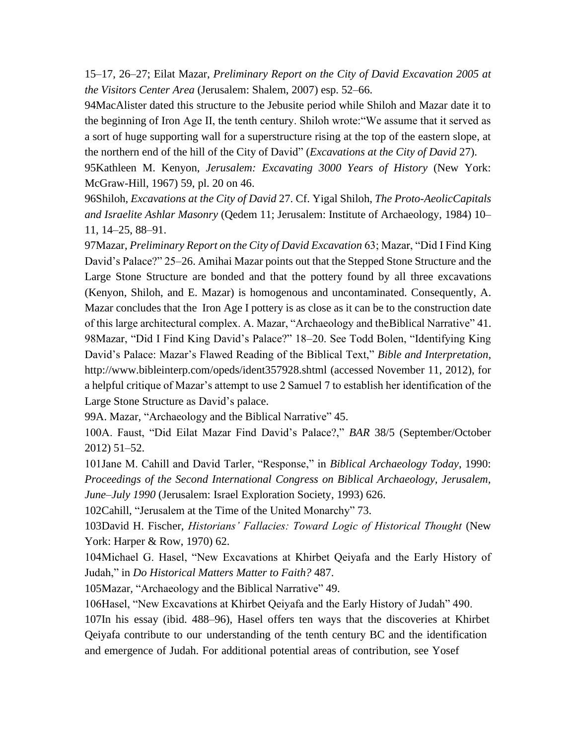15–17, 26–27; Eilat Mazar, *Preliminary Report on the City of David Excavation 2005 at the Visitors Center Area* (Jerusalem: Shalem, 2007) esp. 52–66.

94MacAlister dated this structure to the Jebusite period while Shiloh and Mazar date it to the beginning of Iron Age II, the tenth century. Shiloh wrote:"We assume that it served as a sort of huge supporting wall for a superstructure rising at the top of the eastern slope, at the northern end of the hill of the City of David" (*Excavations at the City of David* 27).

95Kathleen M. Kenyon, *Jerusalem: Excavating 3000 Years of History* (New York: McGraw-Hill, 1967) 59, pl. 20 on 46.

96Shiloh, *Excavations at the City of David* 27. Cf. Yigal Shiloh, *The Proto-AeolicCapitals and Israelite Ashlar Masonry* (Qedem 11; Jerusalem: Institute of Archaeology, 1984) 10–11, 14–25, 88–91.

97Mazar, *Preliminary Report on the City of David Excavation* 63; Mazar, "Did I Find King David's Palace?" 25–26. Amihai Mazar points out that the Stepped Stone Structure and the Large Stone Structure are bonded and that the pottery found by all three excavations (Kenyon, Shiloh, and E. Mazar) is homogenous and uncontaminated. Consequently, A. Mazar concludes that the Iron Age I pottery is as close as it can be to the construction date of this large architectural complex. A. Mazar, "Archaeology and theBiblical Narrative" 41.

98Mazar, "Did I Find King David's Palace?" 18–20. See Todd Bolen, "Identifying King David's Palace: Mazar's Flawed Reading of the Biblical Text," *Bible and Interpretation*, http://www.bibleinterp.com/opeds/ident357928.shtml (accessed November 11, 2012), for a helpful critique of Mazar's attempt to use 2 Samuel 7 to establish her identification of the Large Stone Structure as David's palace.

99A. Mazar, "Archaeology and the Biblical Narrative" 45.

100A. Faust, "Did Eilat Mazar Find David's Palace?," *BAR* 38/5 (September/October 2012) 51–52.

101Jane M. Cahill and David Tarler, "Response," in *Biblical Archaeology Today*, 1990: *Proceedings of the Second International Congress on Biblical Archaeology, Jerusalem, June–July 1990* (Jerusalem: Israel Exploration Society, 1993) 626.

102Cahill, "Jerusalem at the Time of the United Monarchy" 73.

103David H. Fischer, *Historians' Fallacies: Toward Logic of Historical Thought* (New York: Harper & Row, 1970) 62.

104Michael G. Hasel, "New Excavations at Khirbet Qeiyafa and the Early History of Judah," in *Do Historical Matters Matter to Faith?* 487.

105Mazar, "Archaeology and the Biblical Narrative" 49.

106Hasel, "New Excavations at Khirbet Qeiyafa and the Early History of Judah" 490.

107In his essay (ibid. 488–96), Hasel offers ten ways that the discoveries at Khirbet Qeiyafa contribute to our understanding of the tenth century BC and the identification and emergence of Judah. For additional potential areas of contribution, see Yosef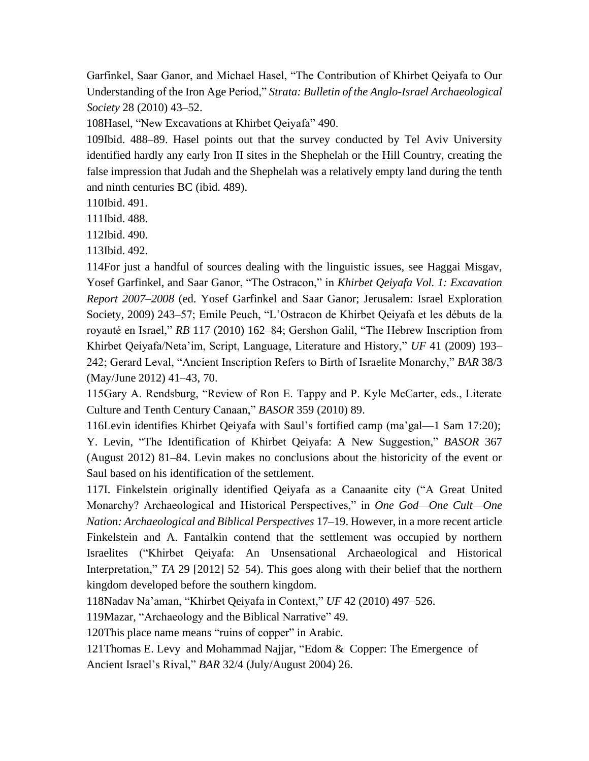Garfinkel, Saar Ganor, and Michael Hasel, "The Contribution of Khirbet Qeiyafa to Our Understanding of the Iron Age Period," *Strata: Bulletin of the Anglo-Israel Archaeological Society* 28 (2010) 43–52.

108Hasel, "New Excavations at Khirbet Qeiyafa" 490.

109Ibid. 488–89. Hasel points out that the survey conducted by Tel Aviv University identified hardly any early Iron II sites in the Shephelah or the Hill Country, creating the false impression that Judah and the Shephelah was a relatively empty land during the tenth and ninth centuries BC (ibid. 489).

110Ibid. 491.

111Ibid. 488.

112Ibid. 490.

113Ibid. 492.

114For just a handful of sources dealing with the linguistic issues, see Haggai Misgav, Yosef Garfinkel, and Saar Ganor, "The Ostracon," in *Khirbet Qeiyafa Vol. 1: Excavation Report 2007–2008* (ed. Yosef Garfinkel and Saar Ganor; Jerusalem: Israel Exploration Society, 2009) 243–57; Emile Peuch, "L'Ostracon de Khirbet Qeiyafa et les débuts de la royauté en Israel," *RB* 117 (2010) 162–84; Gershon Galil, "The Hebrew Inscription from Khirbet Qeiyafa/Neta'im, Script, Language, Literature and History," *UF* 41 (2009) 193–242; Gerard Leval, "Ancient Inscription Refers to Birth of Israelite Monarchy," *BAR* 38/3 (May/June 2012) 41–43, 70.

115Gary A. Rendsburg, "Review of Ron E. Tappy and P. Kyle McCarter, eds., Literate Culture and Tenth Century Canaan," *BASOR* 359 (2010) 89.

116Levin identifies Khirbet Qeiyafa with Saul's fortified camp (ma'gal—1 Sam 17:20); Y. Levin, "The Identification of Khirbet Qeiyafa: A New Suggestion," *BASOR* 367 (August 2012) 81–84. Levin makes no conclusions about the historicity of the event or Saul based on his identification of the settlement.

117I. Finkelstein originally identified Qeiyafa as a Canaanite city ("A Great United Monarchy? Archaeological and Historical Perspectives," in *One God—One Cult—One Nation: Archaeological and Biblical Perspectives* 17–19. However, in a more recent article Finkelstein and A. Fantalkin contend that the settlement was occupied by northern Israelites ("Khirbet Qeiyafa: An Unsensational Archaeological and Historical Interpretation," *TA* 29 [2012] 52–54). This goes along with their belief that the northern kingdom developed before the southern kingdom.

118Nadav Na'aman, "Khirbet Qeiyafa in Context," *UF* 42 (2010) 497–526.

119Mazar, "Archaeology and the Biblical Narrative" 49.

120This place name means "ruins of copper" in Arabic.

121Thomas E. Levy and Mohammad Najjar, "Edom & Copper: The Emergence of Ancient Israel's Rival," *BAR* 32/4 (July/August 2004) 26.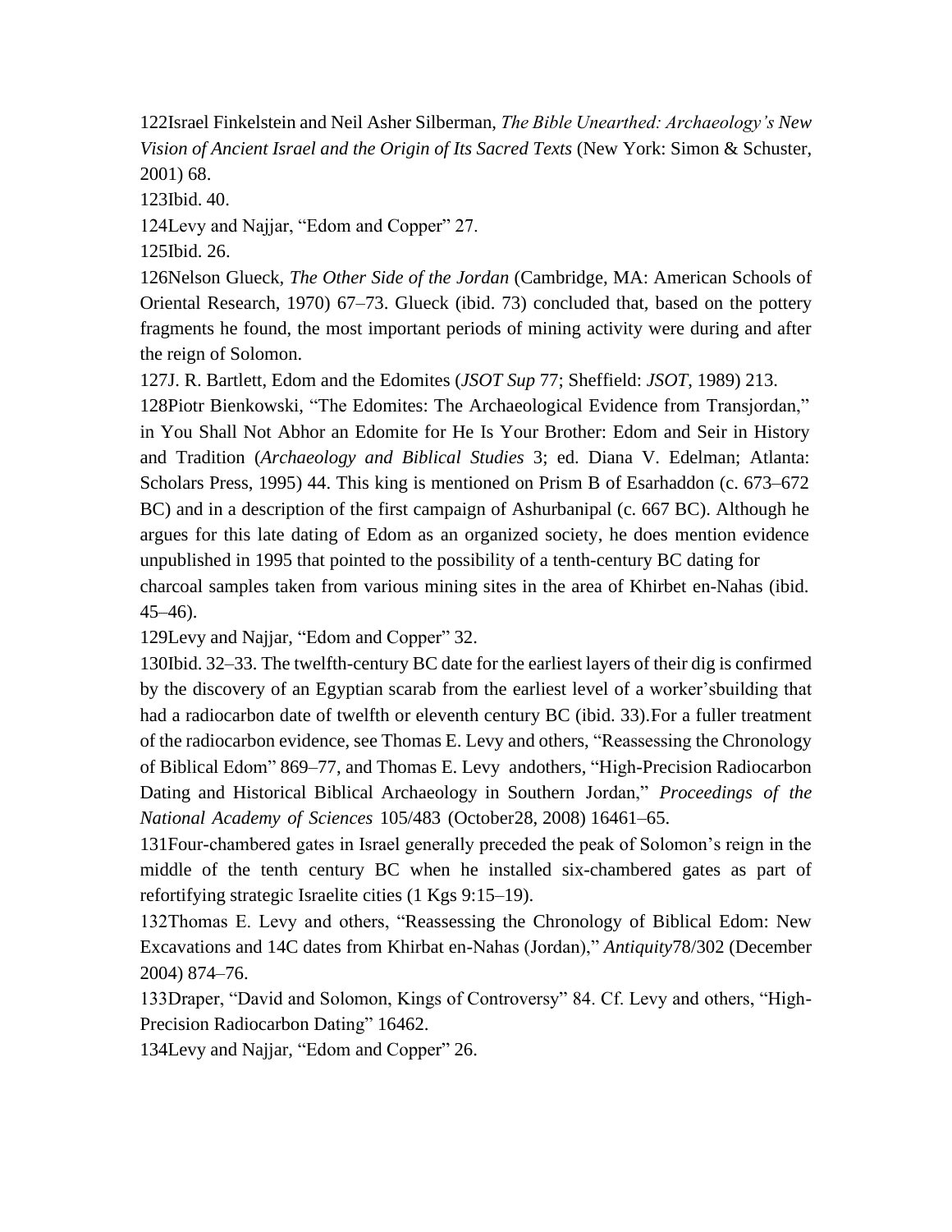122Israel Finkelstein and Neil Asher Silberman, *The Bible Unearthed: Archaeology's New Vision of Ancient Israel and the Origin of Its Sacred Texts* (New York: Simon & Schuster, 2001) 68.

123Ibid. 40.

124Levy and Najjar, "Edom and Copper" 27.

125Ibid. 26.

126Nelson Glueck, *The Other Side of the Jordan* (Cambridge, MA: American Schools of Oriental Research, 1970) 67–73. Glueck (ibid. 73) concluded that, based on the pottery fragments he found, the most important periods of mining activity were during and after the reign of Solomon.

127J. R. Bartlett, Edom and the Edomites (*JSOT Sup* 77; Sheffield: *JSOT*, 1989) 213.

128Piotr Bienkowski, "The Edomites: The Archaeological Evidence from Transjordan," in You Shall Not Abhor an Edomite for He Is Your Brother: Edom and Seir in History and Tradition (*Archaeology and Biblical Studies* 3; ed. Diana V. Edelman; Atlanta: Scholars Press, 1995) 44. This king is mentioned on Prism B of Esarhaddon (c. 673–672 BC) and in a description of the first campaign of Ashurbanipal (c. 667 BC). Although he argues for this late dating of Edom as an organized society, he does mention evidence unpublished in 1995 that pointed to the possibility of a tenth-century BC dating for charcoal samples taken from various mining sites in the area of Khirbet en-Nahas (ibid. 45–46).

129Levy and Najjar, "Edom and Copper" 32.

130Ibid. 32–33. The twelfth-century BC date for the earliest layers of their dig is confirmed by the discovery of an Egyptian scarab from the earliest level of a worker'sbuilding that had a radiocarbon date of twelfth or eleventh century BC (ibid. 33).For a fuller treatment of the radiocarbon evidence, see Thomas E. Levy and others, "Reassessing the Chronology of Biblical Edom" 869–77, and Thomas E. Levy andothers, "High-Precision Radiocarbon Dating and Historical Biblical Archaeology in Southern Jordan," *Proceedings of the National Academy of Sciences* 105/483 (October28, 2008) 16461–65.

131Four-chambered gates in Israel generally preceded the peak of Solomon's reign in the middle of the tenth century BC when he installed six-chambered gates as part of refortifying strategic Israelite cities (1 Kgs 9:15–19).

132Thomas E. Levy and others, "Reassessing the Chronology of Biblical Edom: New Excavations and 14C dates from Khirbat en-Nahas (Jordan)," *Antiquity*78/302 (December 2004) 874–76.

133Draper, "David and Solomon, Kings of Controversy" 84. Cf. Levy and others, "High-Precision Radiocarbon Dating" 16462.

134Levy and Najjar, "Edom and Copper" 26.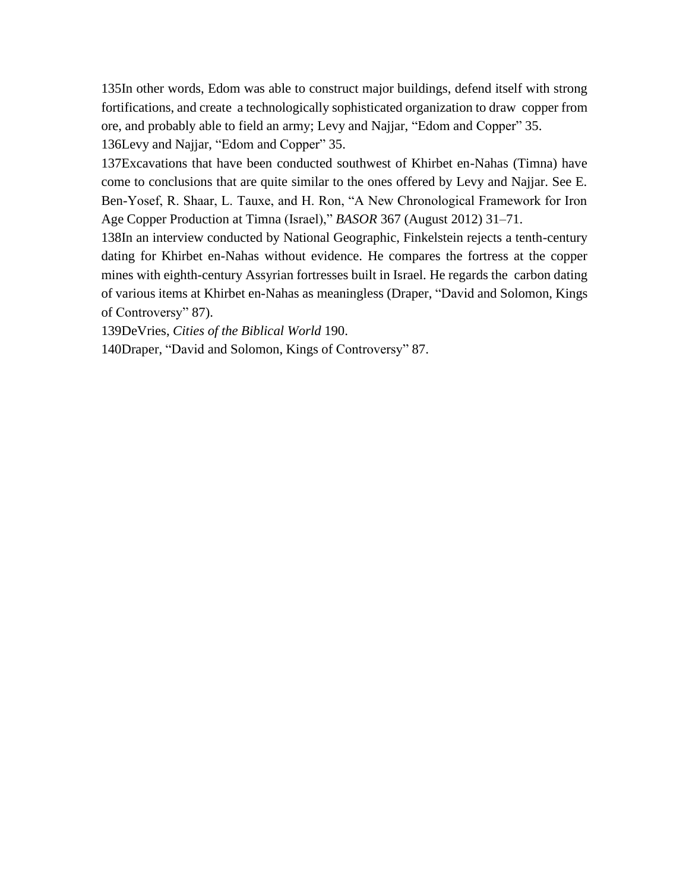135In other words, Edom was able to construct major buildings, defend itself with strong fortifications, and create a technologically sophisticated organization to draw copper from ore, and probably able to field an army; Levy and Najjar, "Edom and Copper" 35.

136Levy and Najjar, "Edom and Copper" 35.

137Excavations that have been conducted southwest of Khirbet en-Nahas (Timna) have come to conclusions that are quite similar to the ones offered by Levy and Najjar. See E. Ben-Yosef, R. Shaar, L. Tauxe, and H. Ron, "A New Chronological Framework for Iron Age Copper Production at Timna (Israel)," *BASOR* 367 (August 2012) 31–71.

138In an interview conducted by National Geographic, Finkelstein rejects a tenth-century dating for Khirbet en-Nahas without evidence. He compares the fortress at the copper mines with eighth-century Assyrian fortresses built in Israel. He regards the carbon dating of various items at Khirbet en-Nahas as meaningless (Draper, "David and Solomon, Kings of Controversy" 87).

139DeVries, *Cities of the Biblical World* 190.

140Draper, "David and Solomon, Kings of Controversy" 87.